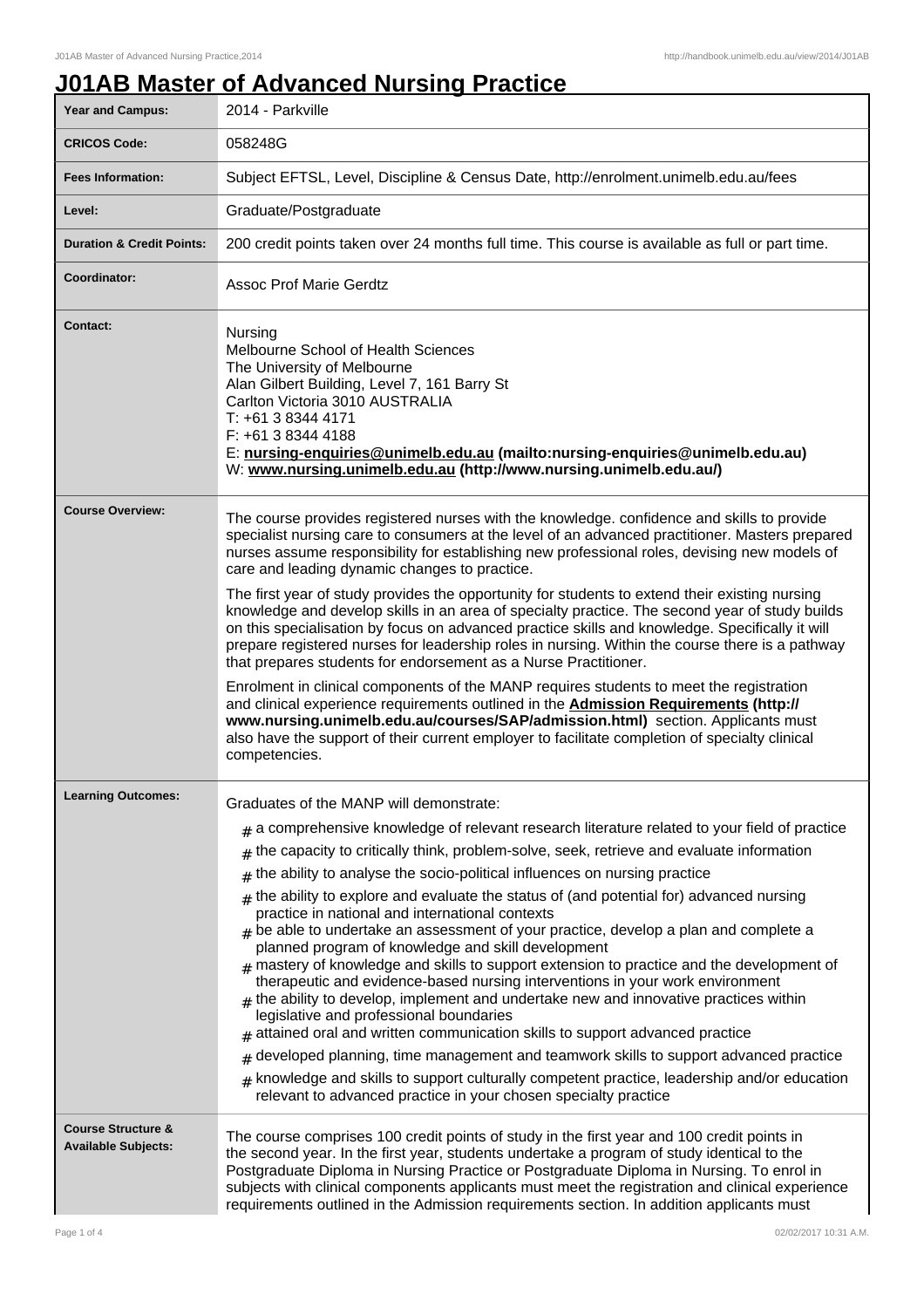# J01AB Master of Advanced Nursing Practice

| | |
|---|---|
| **Year and Campus:** | 2014 - Parkville |
| **CRICOS Code:** | 058248G |
| **Fees Information:** | Subject EFTSL, Level, Discipline & Census Date, http://enrolment.unimelb.edu.au/fees |
| **Level:** | Graduate/Postgraduate |
| **Duration & Credit Points:** | 200 credit points taken over 24 months full time. This course is available as full or part time. |
| **Coordinator:** | Assoc Prof Marie Gerdtz |
| **Contact:** | Nursing<br>Melbourne School of Health Sciences<br>The University of Melbourne<br>Alan Gilbert Building, Level 7, 161 Barry St<br>Carlton Victoria 3010 AUSTRALIA<br>T: +61 3 8344 4171<br>F: +61 3 8344 4188<br>E: **nursing-enquiries@unimelb.edu.au (mailto:nursing-enquiries@unimelb.edu.au)**<br>W: **www.nursing.unimelb.edu.au (http://www.nursing.unimelb.edu.au/)** |
| **Course Overview:** | The course provides registered nurses with the knowledge. confidence and skills to provide specialist nursing care to consumers at the level of an advanced practitioner. Masters prepared nurses assume responsibility for establishing new professional roles, devising new models of care and leading dynamic changes to practice.<br><br>The first year of study provides the opportunity for students to extend their existing nursing knowledge and develop skills in an area of specialty practice. The second year of study builds on this specialisation by focus on advanced practice skills and knowledge. Specifically it will prepare registered nurses for leadership roles in nursing. Within the course there is a pathway that prepares students for endorsement as a Nurse Practitioner.<br><br>Enrolment in clinical components of the MANP requires students to meet the registration and clinical experience requirements outlined in the **Admission Requirements (http://www.nursing.unimelb.edu.au/courses/SAP/admission.html)** section. Applicants must also have the support of their current employer to facilitate completion of specialty clinical competencies. |
| **Learning Outcomes:** | Graduates of the MANP will demonstrate:<br># a comprehensive knowledge of relevant research literature related to your field of practice<br># the capacity to critically think, problem-solve, seek, retrieve and evaluate information<br># the ability to analyse the socio-political influences on nursing practice<br># the ability to explore and evaluate the status of (and potential for) advanced nursing practice in national and international contexts<br># be able to undertake an assessment of your practice, develop a plan and complete a planned program of knowledge and skill development<br># mastery of knowledge and skills to support extension to practice and the development of therapeutic and evidence-based nursing interventions in your work environment<br># the ability to develop, implement and undertake new and innovative practices within legislative and professional boundaries<br># attained oral and written communication skills to support advanced practice<br># developed planning, time management and teamwork skills to support advanced practice<br># knowledge and skills to support culturally competent practice, leadership and/or education relevant to advanced practice in your chosen specialty practice |
| **Course Structure & Available Subjects:** | The course comprises 100 credit points of study in the first year and 100 credit points in the second year. In the first year, students undertake a program of study identical to the Postgraduate Diploma in Nursing Practice or Postgraduate Diploma in Nursing. To enrol in subjects with clinical components applicants must meet the registration and clinical experience requirements outlined in the Admission requirements section. In addition applicants must |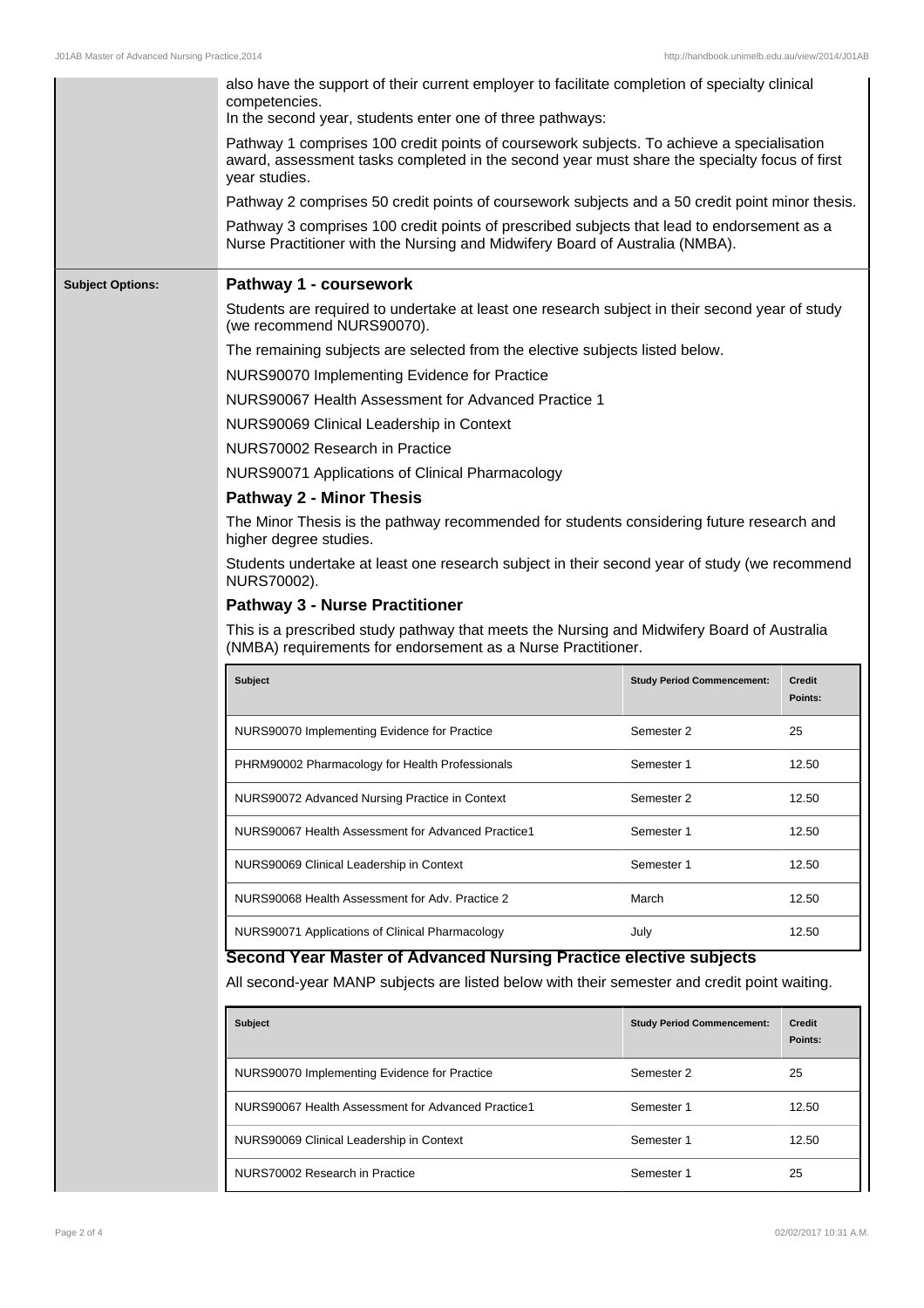also have the support of their current employer to facilitate completion of specialty clinical competencies.
In the second year, students enter one of three pathways:

Pathway 1 comprises 100 credit points of coursework subjects. To achieve a specialisation award, assessment tasks completed in the second year must share the specialty focus of first year studies.

Pathway 2 comprises 50 credit points of coursework subjects and a 50 credit point minor thesis.

Pathway 3 comprises 100 credit points of prescribed subjects that lead to endorsement as a Nurse Practitioner with the Nursing and Midwifery Board of Australia (NMBA).

**Subject Options:**

### Pathway 1 - coursework

Students are required to undertake at least one research subject in their second year of study (we recommend NURS90070).

The remaining subjects are selected from the elective subjects listed below.

NURS90070 Implementing Evidence for Practice

NURS90067 Health Assessment for Advanced Practice 1

NURS90069 Clinical Leadership in Context

NURS70002 Research in Practice

NURS90071 Applications of Clinical Pharmacology

### Pathway 2 - Minor Thesis

The Minor Thesis is the pathway recommended for students considering future research and higher degree studies.

Students undertake at least one research subject in their second year of study (we recommend NURS70002).

### Pathway 3 - Nurse Practitioner

This is a prescribed study pathway that meets the Nursing and Midwifery Board of Australia (NMBA) requirements for endorsement as a Nurse Practitioner.

| Subject | Study Period Commencement: | Credit Points: |
|---|---|---|
| NURS90070 Implementing Evidence for Practice | Semester 2 | 25 |
| PHRM90002 Pharmacology for Health Professionals | Semester 1 | 12.50 |
| NURS90072 Advanced Nursing Practice in Context | Semester 2 | 12.50 |
| NURS90067 Health Assessment for Advanced Practice1 | Semester 1 | 12.50 |
| NURS90069 Clinical Leadership in Context | Semester 1 | 12.50 |
| NURS90068 Health Assessment for Adv. Practice 2 | March | 12.50 |
| NURS90071 Applications of Clinical Pharmacology | July | 12.50 |

### Second Year Master of Advanced Nursing Practice elective subjects

All second-year MANP subjects are listed below with their semester and credit point waiting.

| Subject | Study Period Commencement: | Credit Points: |
|---|---|---|
| NURS90070 Implementing Evidence for Practice | Semester 2 | 25 |
| NURS90067 Health Assessment for Advanced Practice1 | Semester 1 | 12.50 |
| NURS90069 Clinical Leadership in Context | Semester 1 | 12.50 |
| NURS70002 Research in Practice | Semester 1 | 25 |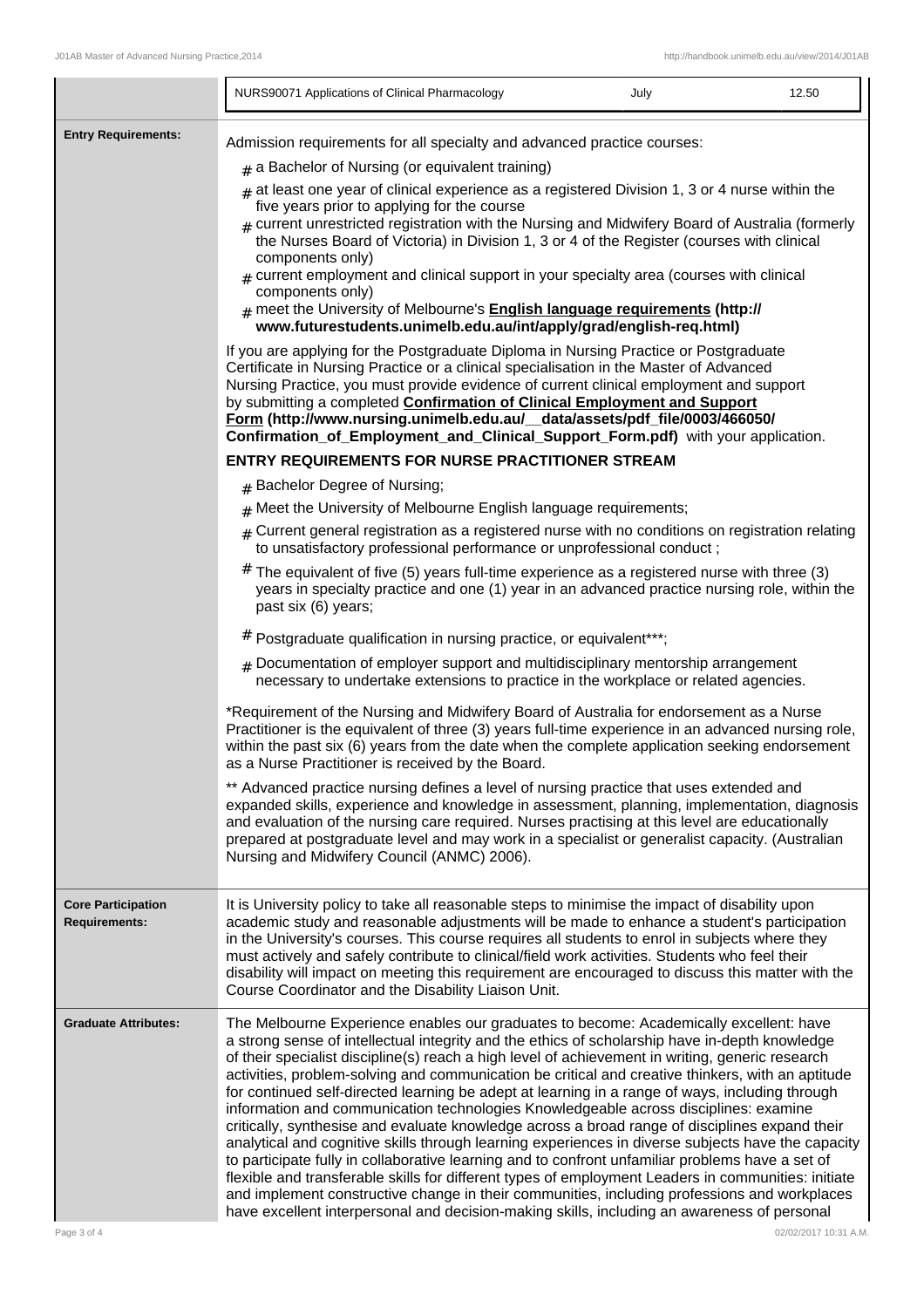| | | | |
|---|---|---|---|
| | NURS90071 Applications of Clinical Pharmacology | July | 12.50 |

**Entry Requirements:**

Admission requirements for all specialty and advanced practice courses:

- a Bachelor of Nursing (or equivalent training)
- at least one year of clinical experience as a registered Division 1, 3 or 4 nurse within the five years prior to applying for the course
- current unrestricted registration with the Nursing and Midwifery Board of Australia (formerly the Nurses Board of Victoria) in Division 1, 3 or 4 of the Register (courses with clinical components only)
- current employment and clinical support in your specialty area (courses with clinical components only)
- meet the University of Melbourne's **English language requirements (http://www.futurestudents.unimelb.edu.au/int/apply/grad/english-req.html)**

If you are applying for the Postgraduate Diploma in Nursing Practice or Postgraduate Certificate in Nursing Practice or a clinical specialisation in the Master of Advanced Nursing Practice, you must provide evidence of current clinical employment and support by submitting a completed **Confirmation of Clinical Employment and Support Form (http://www.nursing.unimelb.edu.au/__data/assets/pdf_file/0003/466050/Confirmation_of_Employment_and_Clinical_Support_Form.pdf)** with your application.

**ENTRY REQUIREMENTS FOR NURSE PRACTITIONER STREAM**

- Bachelor Degree of Nursing;
- Meet the University of Melbourne English language requirements;
- Current general registration as a registered nurse with no conditions on registration relating to unsatisfactory professional performance or unprofessional conduct ;
- The equivalent of five (5) years full-time experience as a registered nurse with three (3) years in specialty practice and one (1) year in an advanced practice nursing role, within the past six (6) years;
- Postgraduate qualification in nursing practice, or equivalent***;
- Documentation of employer support and multidisciplinary mentorship arrangement necessary to undertake extensions to practice in the workplace or related agencies.

*Requirement of the Nursing and Midwifery Board of Australia for endorsement as a Nurse Practitioner is the equivalent of three (3) years full-time experience in an advanced nursing role, within the past six (6) years from the date when the complete application seeking endorsement as a Nurse Practitioner is received by the Board.

** Advanced practice nursing defines a level of nursing practice that uses extended and expanded skills, experience and knowledge in assessment, planning, implementation, diagnosis and evaluation of the nursing care required. Nurses practising at this level are educationally prepared at postgraduate level and may work in a specialist or generalist capacity. (Australian Nursing and Midwifery Council (ANMC) 2006).

**Core Participation Requirements:**

It is University policy to take all reasonable steps to minimise the impact of disability upon academic study and reasonable adjustments will be made to enhance a student's participation in the University's courses. This course requires all students to enrol in subjects where they must actively and safely contribute to clinical/field work activities. Students who feel their disability will impact on meeting this requirement are encouraged to discuss this matter with the Course Coordinator and the Disability Liaison Unit.

**Graduate Attributes:**

The Melbourne Experience enables our graduates to become: Academically excellent: have a strong sense of intellectual integrity and the ethics of scholarship have in-depth knowledge of their specialist discipline(s) reach a high level of achievement in writing, generic research activities, problem-solving and communication be critical and creative thinkers, with an aptitude for continued self-directed learning be adept at learning in a range of ways, including through information and communication technologies Knowledgeable across disciplines: examine critically, synthesise and evaluate knowledge across a broad range of disciplines expand their analytical and cognitive skills through learning experiences in diverse subjects have the capacity to participate fully in collaborative learning and to confront unfamiliar problems have a set of flexible and transferable skills for different types of employment Leaders in communities: initiate and implement constructive change in their communities, including professions and workplaces have excellent interpersonal and decision-making skills, including an awareness of personal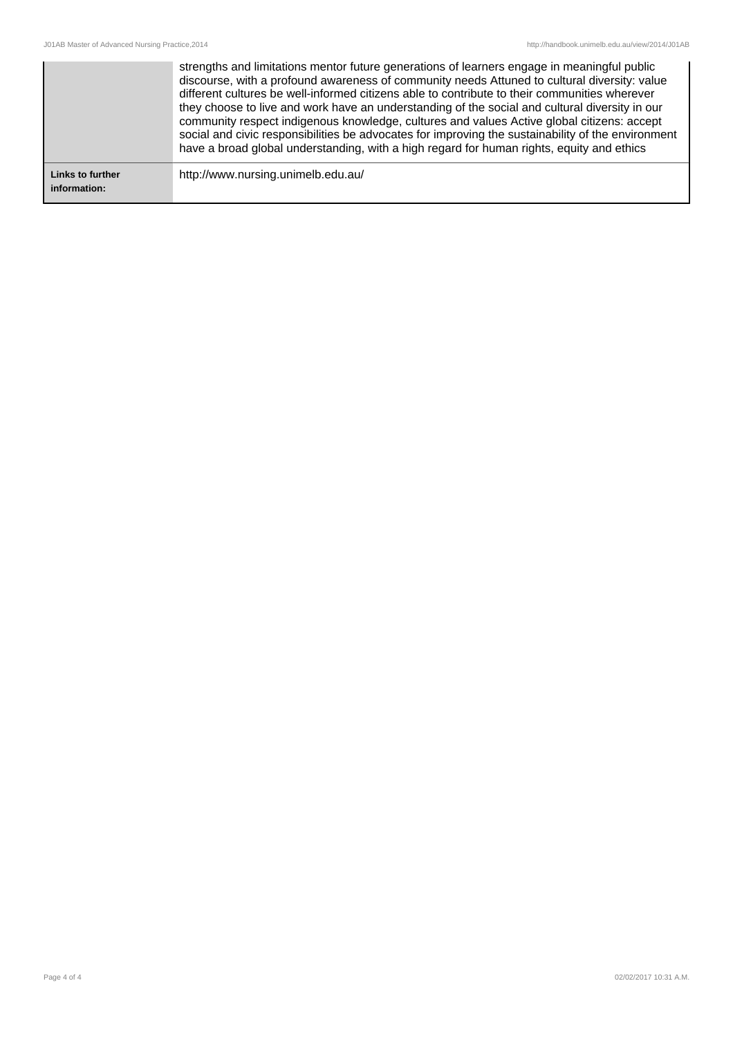| | |
|---|---|
| | strengths and limitations mentor future generations of learners engage in meaningful public discourse, with a profound awareness of community needs Attuned to cultural diversity: value different cultures be well-informed citizens able to contribute to their communities wherever they choose to live and work have an understanding of the social and cultural diversity in our community respect indigenous knowledge, cultures and values Active global citizens: accept social and civic responsibilities be advocates for improving the sustainability of the environment have a broad global understanding, with a high regard for human rights, equity and ethics |
| **Links to further information:** | http://www.nursing.unimelb.edu.au/ |